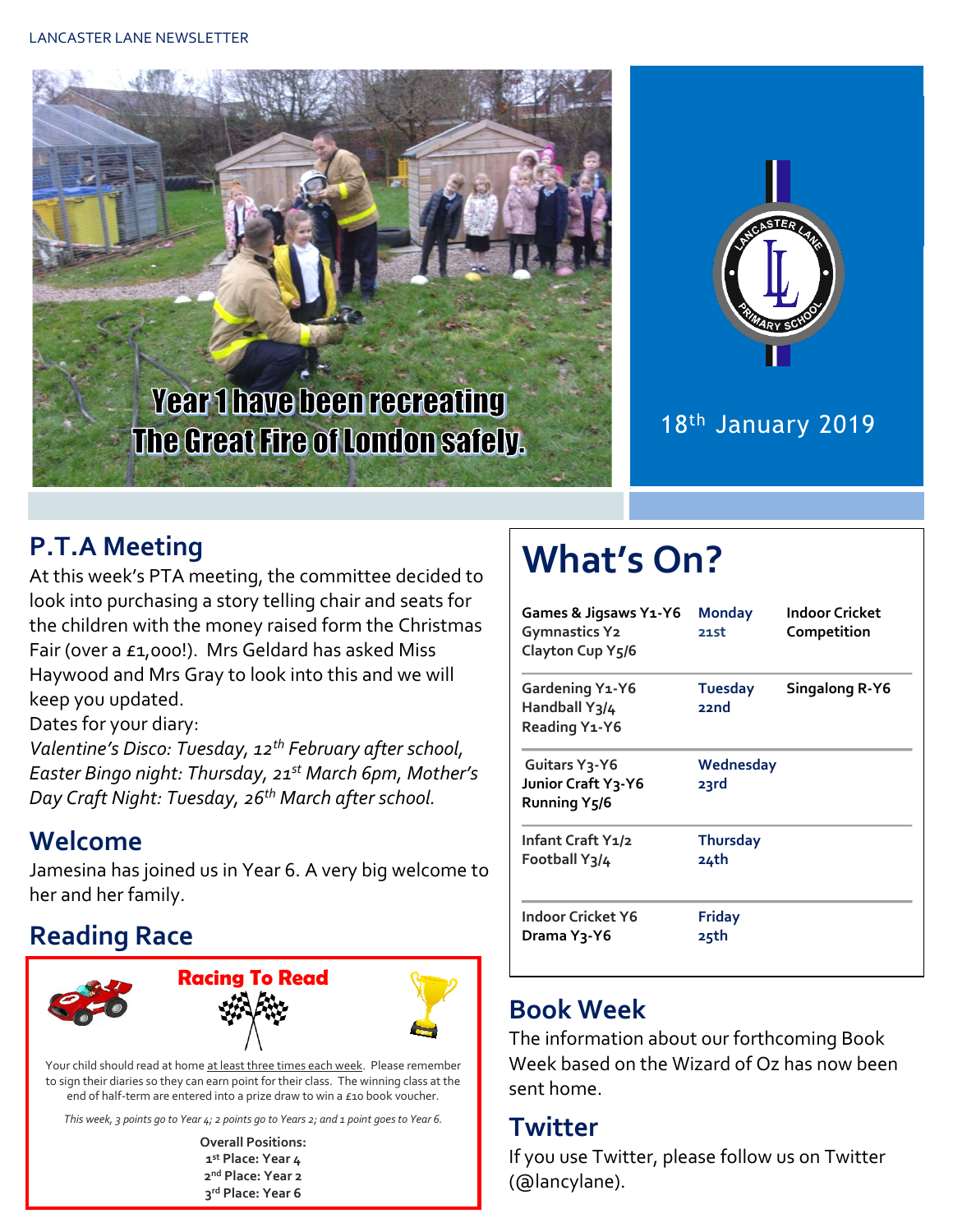Year 1 have been recreating The Great Fire of London safely.

18th January 2019

## P.T.A Meeting

At this week's PTA meeting, the committee decided to look into purchasing a story telling chair and seats for the children with the money raised form the Christmas Fair (over a £1,000!). Mrs Geldard has asked Miss Haywood and Mrs Gray to look into this and we will keep you updated.

Dates for your diary:

*Valentine's Disco: Tuesday, 12th February after school, Easter Bingo night: Thursday, 21st March 6pm, Mother's Day Craft Night: Tuesday, 26th March after school.*

## Welcome

Jamesina has joined us in Year 6. A very big welcome to her and her family.

## Reading Race

**Racing To Read**

Your child should read at home at least three times each week. Please remember to sign their diaries so they can earn point for their class. The winning class at the end of half-term are entered into a prize draw to win a £10 book voucher.

*This week, 3 points go to Year 4; 2 points go to Years 2; and 1 point goes to Year 6.*

**Overall Positions:**
**1st Place: Year 4**
**2nd Place: Year 2**
**3rd Place: Year 6**

## What's On?

| | | |
|---|---|---|
| Games & Jigsaws Y1-Y6<br>Gymnastics Y2<br>Clayton Cup Y5/6 | Monday 21st | Indoor Cricket Competition |
| Gardening Y1-Y6<br>Handball Y3/4<br>Reading Y1-Y6 | Tuesday 22nd | Singalong R-Y6 |
| Guitars Y3-Y6<br>Junior Craft Y3-Y6<br>Running Y5/6 | Wednesday 23rd | |
| Infant Craft Y1/2<br>Football Y3/4 | Thursday 24th | |
| Indoor Cricket Y6<br>Drama Y3-Y6 | Friday 25th | |

## Book Week

The information about our forthcoming Book Week based on the Wizard of Oz has now been sent home.

## Twitter

If you use Twitter, please follow us on Twitter (@lancylane).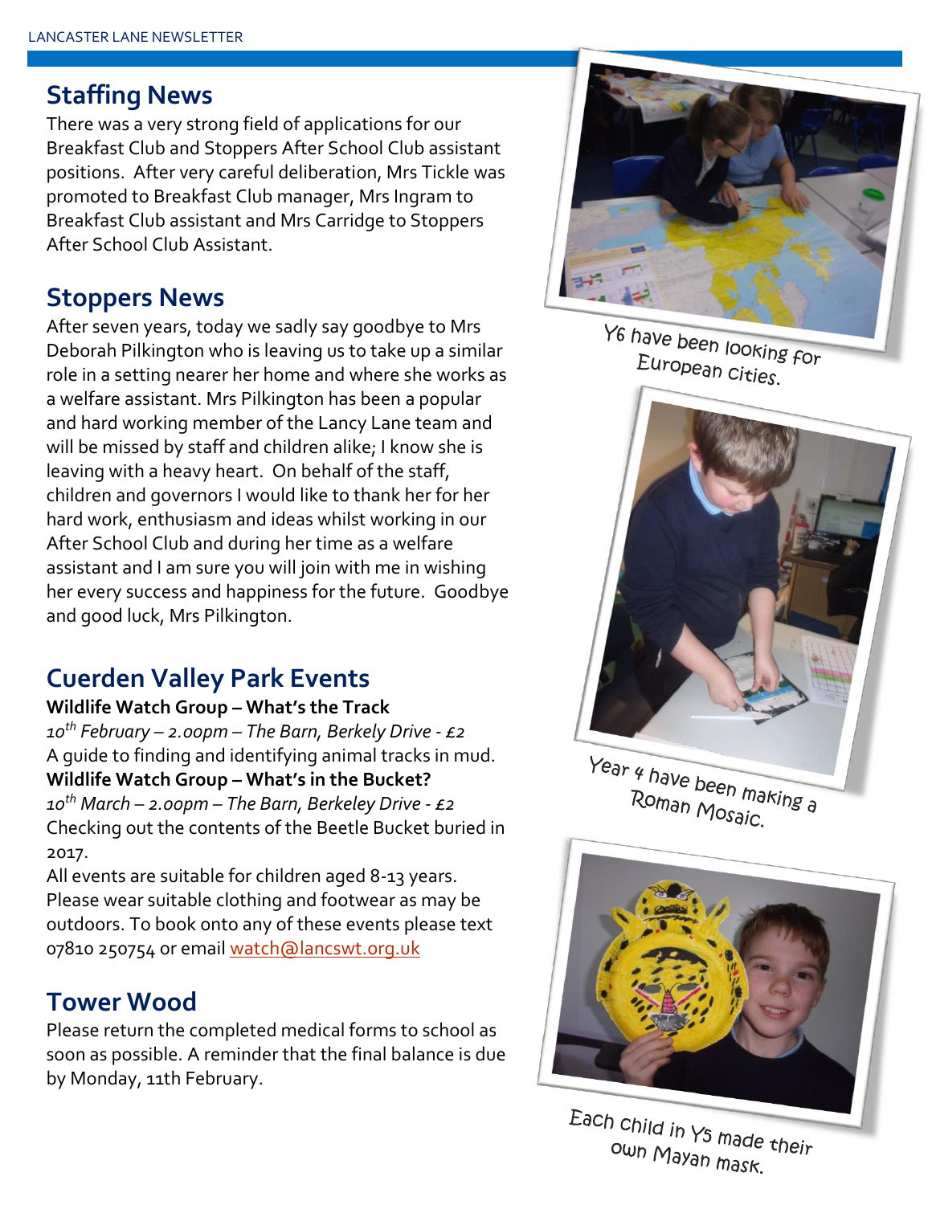## Staffing News

There was a very strong field of applications for our Breakfast Club and Stoppers After School Club assistant positions. After very careful deliberation, Mrs Tickle was promoted to Breakfast Club manager, Mrs Ingram to Breakfast Club assistant and Mrs Carridge to Stoppers After School Club Assistant.

## Stoppers News

After seven years, today we sadly say goodbye to Mrs Deborah Pilkington who is leaving us to take up a similar role in a setting nearer her home and where she works as a welfare assistant. Mrs Pilkington has been a popular and hard working member of the Lancy Lane team and will be missed by staff and children alike; I know she is leaving with a heavy heart. On behalf of the staff, children and governors I would like to thank her for her hard work, enthusiasm and ideas whilst working in our After School Club and during her time as a welfare assistant and I am sure you will join with me in wishing her every success and happiness for the future. Goodbye and good luck, Mrs Pilkington.

## Cuerden Valley Park Events

**Wildlife Watch Group – What's the Track**

*10th February – 2.00pm – The Barn, Berkely Drive - £2*

A guide to finding and identifying animal tracks in mud.

**Wildlife Watch Group – What's in the Bucket?**

*10th March – 2.00pm – The Barn, Berkeley Drive - £2*

Checking out the contents of the Beetle Bucket buried in 2017.

All events are suitable for children aged 8-13 years. Please wear suitable clothing and footwear as may be outdoors. To book onto any of these events please text 07810 250754 or email watch@lancswt.org.uk

## Tower Wood

Please return the completed medical forms to school as soon as possible. A reminder that the final balance is due by Monday, 11th February.

Y6 have been looking for European cities.

Year 4 have been making a Roman Mosaic.

Each child in Y5 made their own Mayan mask.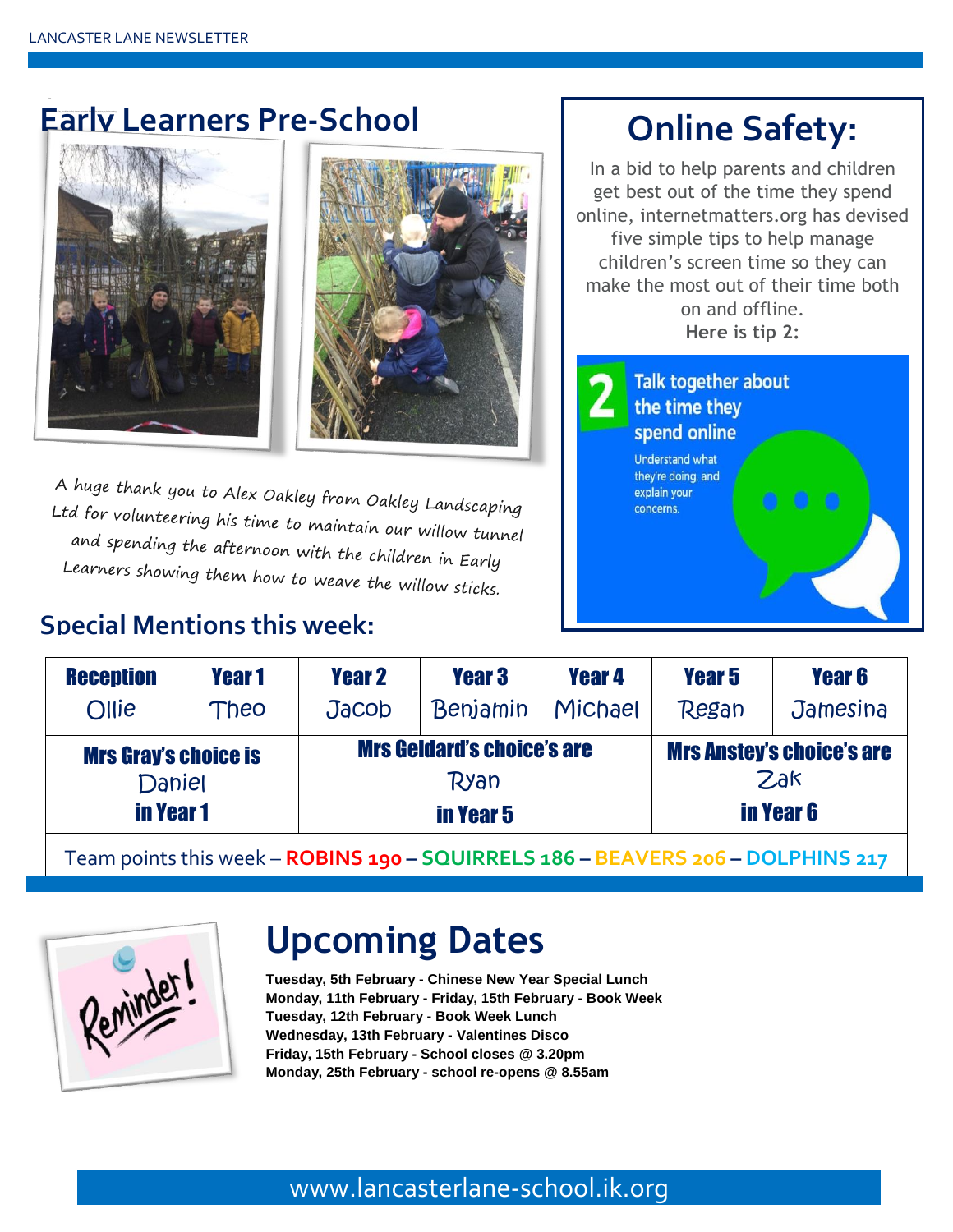## Early Learners Pre-School

A huge thank you to Alex Oakley from Oakley Landscaping Ltd for volunteering his time to maintain our willow tunnel and spending the afternoon with the children in Early Learners showing them how to weave the willow sticks.

## Online Safety:

In a bid to help parents and children get best out of the time they spend online, internetmatters.org has devised five simple tips to help manage children's screen time so they can make the most out of their time both on and offline.

**Here is tip 2:**

2 Talk together about the time they spend online

Understand what they're doing, and explain your concerns.

## Special Mentions this week:

| Reception | Year 1 | Year 2 | Year 3 | Year 4 | Year 5 | Year 6 |
|---|---|---|---|---|---|---|
| Ollie | Theo | Jacob | Benjamin | Michael | Regan | Jamesina |
| **Mrs Gray's choice is** Daniel **in Year 1** | | **Mrs Geldard's choice's are** Ryan **in Year 5** | | | **Mrs Anstey's choice's are** Zak **in Year 6** | |

Team points this week – **ROBINS 190** – **SQUIRRELS 186** – **BEAVERS 206** – **DOLPHINS 217**

## Upcoming Dates

**Tuesday, 5th February - Chinese New Year Special Lunch**
**Monday, 11th February - Friday, 15th February - Book Week**
**Tuesday, 12th February - Book Week Lunch**
**Wednesday, 13th February - Valentines Disco**
**Friday, 15th February - School closes @ 3.20pm**
**Monday, 25th February - school re-opens @ 8.55am**

www.lancasterlane-school.ik.org